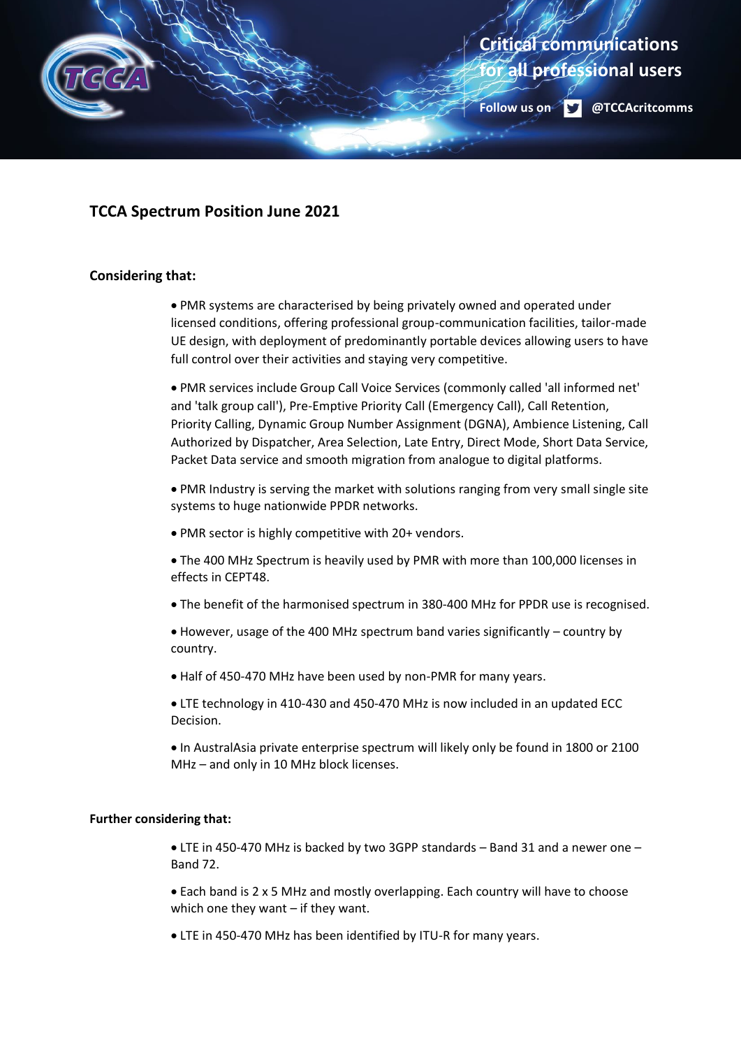Critical communications for all professional users

Follow us on @TCCAcritcomms

# TCCA Spectrum Position June 2021

**Considering that:**

- PMR systems are characterised by being privately owned and operated under licensed conditions, offering professional group-communication facilities, tailor-made UE design, with deployment of predominantly portable devices allowing users to have full control over their activities and staying very competitive.
- PMR services include Group Call Voice Services (commonly called 'all informed net' and 'talk group call'), Pre-Emptive Priority Call (Emergency Call), Call Retention, Priority Calling, Dynamic Group Number Assignment (DGNA), Ambience Listening, Call Authorized by Dispatcher, Area Selection, Late Entry, Direct Mode, Short Data Service, Packet Data service and smooth migration from analogue to digital platforms.
- PMR Industry is serving the market with solutions ranging from very small single site systems to huge nationwide PPDR networks.
- PMR sector is highly competitive with 20+ vendors.
- The 400 MHz Spectrum is heavily used by PMR with more than 100,000 licenses in effects in CEPT48.
- The benefit of the harmonised spectrum in 380-400 MHz for PPDR use is recognised.
- However, usage of the 400 MHz spectrum band varies significantly – country by country.
- Half of 450-470 MHz have been used by non-PMR for many years.
- LTE technology in 410-430 and 450-470 MHz is now included in an updated ECC Decision.
- In AustralAsia private enterprise spectrum will likely only be found in 1800 or 2100 MHz – and only in 10 MHz block licenses.

**Further considering that:**

- LTE in 450-470 MHz is backed by two 3GPP standards – Band 31 and a newer one – Band 72.
- Each band is 2 x 5 MHz and mostly overlapping. Each country will have to choose which one they want – if they want.
- LTE in 450-470 MHz has been identified by ITU-R for many years.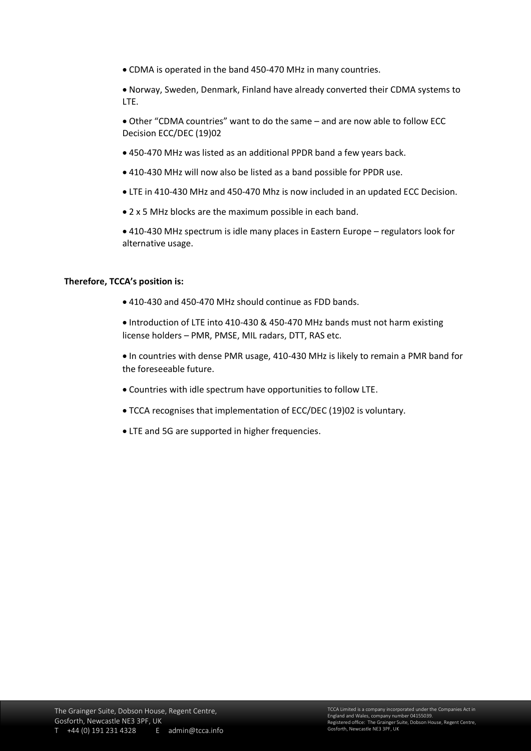- CDMA is operated in the band 450-470 MHz in many countries.
- Norway, Sweden, Denmark, Finland have already converted their CDMA systems to LTE.
- Other "CDMA countries" want to do the same – and are now able to follow ECC Decision ECC/DEC (19)02
- 450-470 MHz was listed as an additional PPDR band a few years back.
- 410-430 MHz will now also be listed as a band possible for PPDR use.
- LTE in 410-430 MHz and 450-470 Mhz is now included in an updated ECC Decision.
- 2 x 5 MHz blocks are the maximum possible in each band.
- 410-430 MHz spectrum is idle many places in Eastern Europe – regulators look for alternative usage.

**Therefore, TCCA's position is:**

- 410-430 and 450-470 MHz should continue as FDD bands.
- Introduction of LTE into 410-430 & 450-470 MHz bands must not harm existing license holders – PMR, PMSE, MIL radars, DTT, RAS etc.
- In countries with dense PMR usage, 410-430 MHz is likely to remain a PMR band for the foreseeable future.
- Countries with idle spectrum have opportunities to follow LTE.
- TCCA recognises that implementation of ECC/DEC (19)02 is voluntary.
- LTE and 5G are supported in higher frequencies.